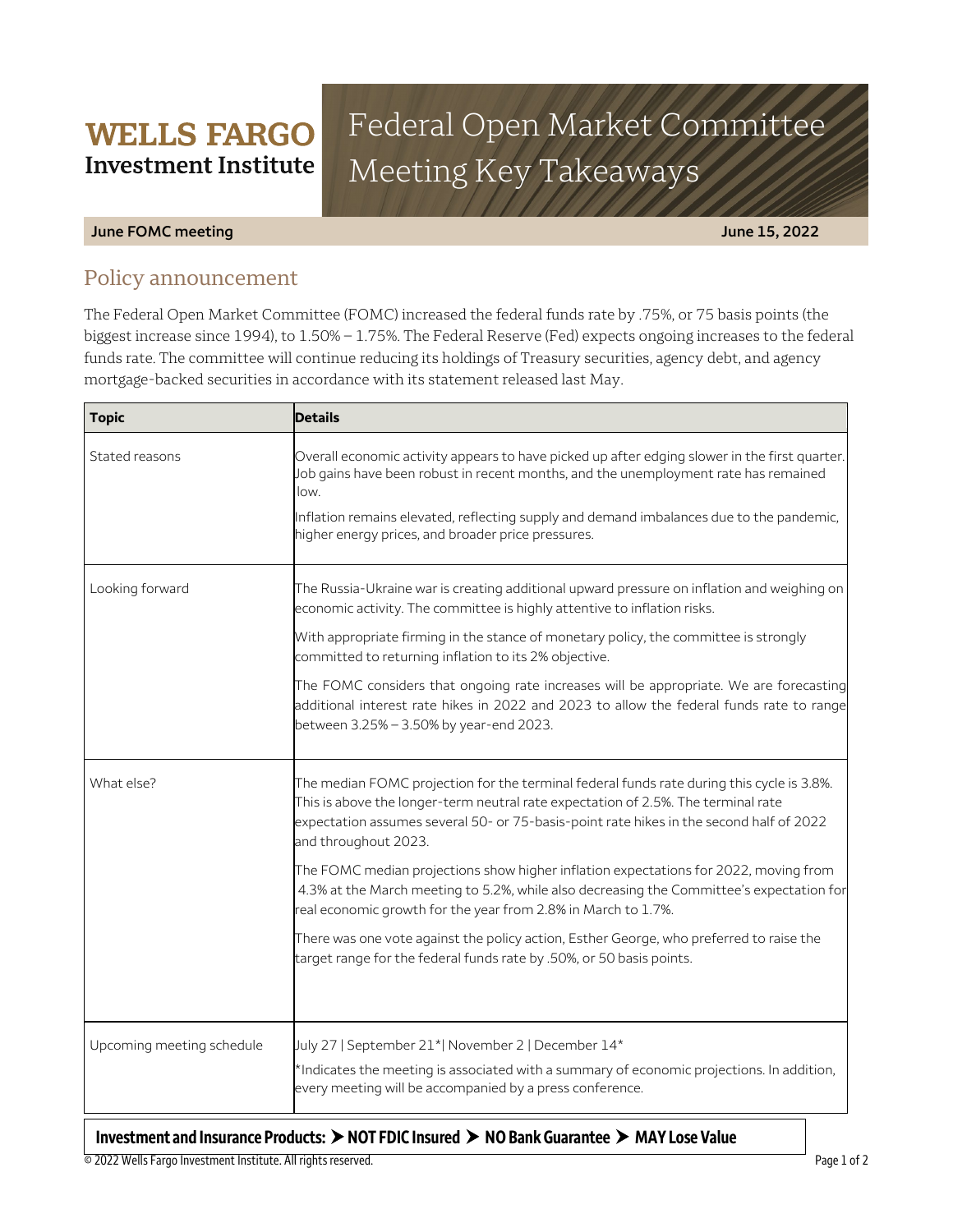**WELLS FARGO**
**Investment Institute**

# Federal Open Market Committee Meeting Key Takeaways

**June FOMC meeting** **June 15, 2022**

## Policy announcement

The Federal Open Market Committee (FOMC) increased the federal funds rate by .75%, or 75 basis points (the biggest increase since 1994), to 1.50% – 1.75%. The Federal Reserve (Fed) expects ongoing increases to the federal funds rate. The committee will continue reducing its holdings of Treasury securities, agency debt, and agency mortgage-backed securities in accordance with its statement released last May.

| Topic | Details |
|---|---|
| Stated reasons | Overall economic activity appears to have picked up after edging slower in the first quarter. Job gains have been robust in recent months, and the unemployment rate has remained low.<br><br>Inflation remains elevated, reflecting supply and demand imbalances due to the pandemic, higher energy prices, and broader price pressures. |
| Looking forward | The Russia-Ukraine war is creating additional upward pressure on inflation and weighing on economic activity. The committee is highly attentive to inflation risks.<br><br>With appropriate firming in the stance of monetary policy, the committee is strongly committed to returning inflation to its 2% objective.<br><br>The FOMC considers that ongoing rate increases will be appropriate. We are forecasting additional interest rate hikes in 2022 and 2023 to allow the federal funds rate to range between 3.25% – 3.50% by year-end 2023. |
| What else? | The median FOMC projection for the terminal federal funds rate during this cycle is 3.8%. This is above the longer-term neutral rate expectation of 2.5%. The terminal rate expectation assumes several 50- or 75-basis-point rate hikes in the second half of 2022 and throughout 2023.<br><br>The FOMC median projections show higher inflation expectations for 2022, moving from 4.3% at the March meeting to 5.2%, while also decreasing the Committee's expectation for real economic growth for the year from 2.8% in March to 1.7%.<br><br>There was one vote against the policy action, Esther George, who preferred to raise the target range for the federal funds rate by .50%, or 50 basis points. |
| Upcoming meeting schedule | July 27 \| September 21*\| November 2 \| December 14*<br><br>*Indicates the meeting is associated with a summary of economic projections. In addition, every meeting will be accompanied by a press conference. |

**Investment and Insurance Products: ➤ NOT FDIC Insured ➤ NO Bank Guarantee ➤ MAY Lose Value**

© 2022 Wells Fargo Investment Institute. All rights reserved.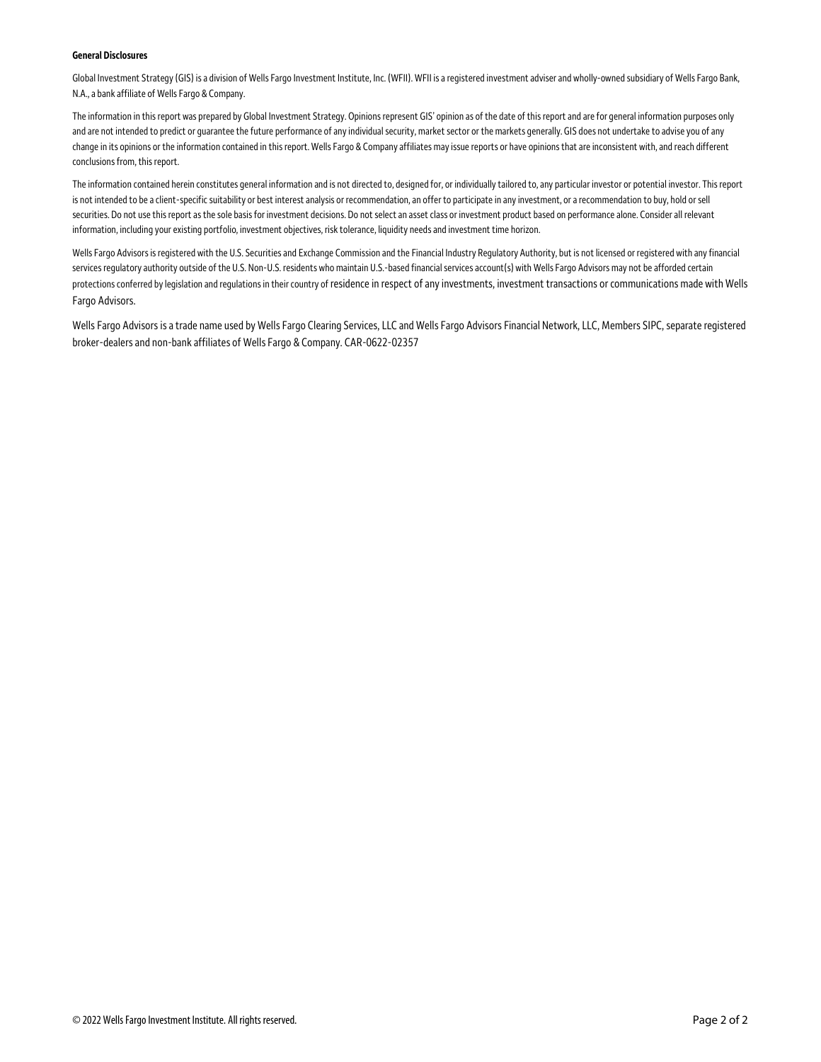**General Disclosures**

Global Investment Strategy (GIS) is a division of Wells Fargo Investment Institute, Inc. (WFII). WFII is a registered investment adviser and wholly-owned subsidiary of Wells Fargo Bank, N.A., a bank affiliate of Wells Fargo & Company.

The information in this report was prepared by Global Investment Strategy. Opinions represent GIS' opinion as of the date of this report and are for general information purposes only and are not intended to predict or guarantee the future performance of any individual security, market sector or the markets generally. GIS does not undertake to advise you of any change in its opinions or the information contained in this report. Wells Fargo & Company affiliates may issue reports or have opinions that are inconsistent with, and reach different conclusions from, this report.

The information contained herein constitutes general information and is not directed to, designed for, or individually tailored to, any particular investor or potential investor. This report is not intended to be a client-specific suitability or best interest analysis or recommendation, an offer to participate in any investment, or a recommendation to buy, hold or sell securities. Do not use this report as the sole basis for investment decisions. Do not select an asset class or investment product based on performance alone. Consider all relevant information, including your existing portfolio, investment objectives, risk tolerance, liquidity needs and investment time horizon.

Wells Fargo Advisors is registered with the U.S. Securities and Exchange Commission and the Financial Industry Regulatory Authority, but is not licensed or registered with any financial services regulatory authority outside of the U.S. Non-U.S. residents who maintain U.S.-based financial services account(s) with Wells Fargo Advisors may not be afforded certain protections conferred by legislation and regulations in their country of residence in respect of any investments, investment transactions or communications made with Wells Fargo Advisors.

Wells Fargo Advisors is a trade name used by Wells Fargo Clearing Services, LLC and Wells Fargo Advisors Financial Network, LLC, Members SIPC, separate registered broker-dealers and non-bank affiliates of Wells Fargo & Company. CAR-0622-02357

© 2022 Wells Fargo Investment Institute. All rights reserved.